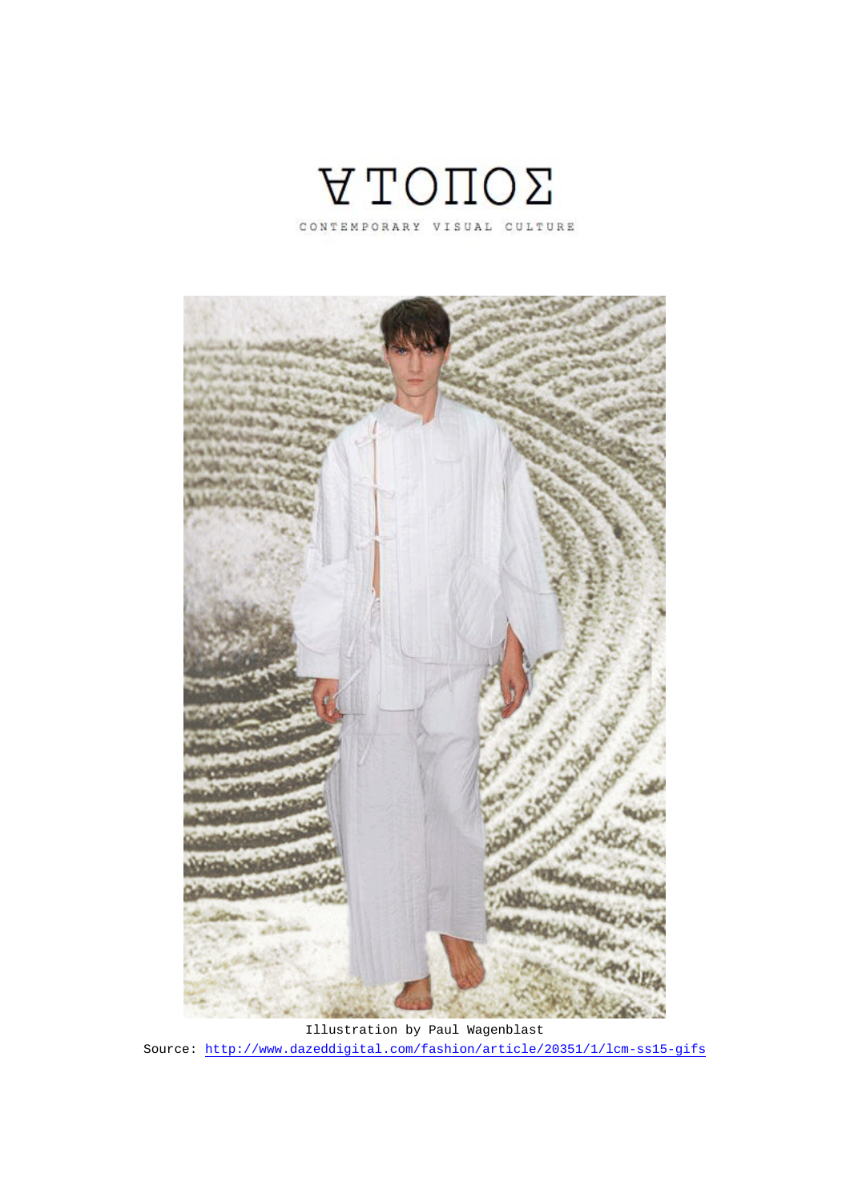# ATOΠOΣ

CONTEMPORARY VISUAL CULTURE

Illustration by Paul Wagenblast

Source: http://www.dazeddigital.com/fashion/article/20351/1/lcm-ss15-gifs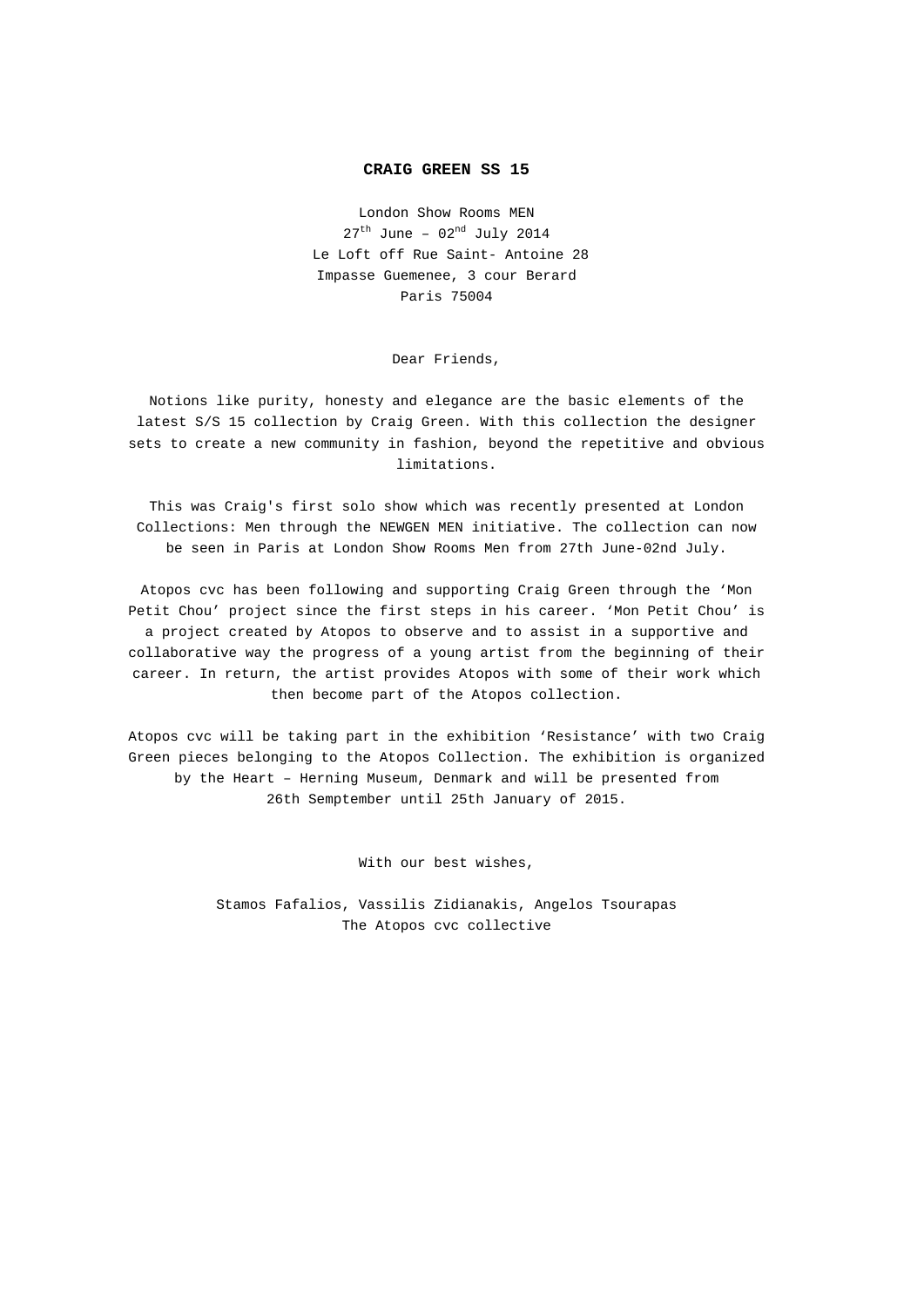**CRAIG GREEN SS 15**

London Show Rooms MEN
27th June – 02nd July 2014
Le Loft off Rue Saint- Antoine 28
Impasse Guemenee, 3 cour Berard
Paris 75004

Dear Friends,

Notions like purity, honesty and elegance are the basic elements of the latest S/S 15 collection by Craig Green. With this collection the designer sets to create a new community in fashion, beyond the repetitive and obvious limitations.

This was Craig's first solo show which was recently presented at London Collections: Men through the NEWGEN MEN initiative. The collection can now be seen in Paris at London Show Rooms Men from 27th June-02nd July.

Atopos cvc has been following and supporting Craig Green through the 'Mon Petit Chou' project since the first steps in his career. 'Mon Petit Chou' is a project created by Atopos to observe and to assist in a supportive and collaborative way the progress of a young artist from the beginning of their career. In return, the artist provides Atopos with some of their work which then become part of the Atopos collection.

Atopos cvc will be taking part in the exhibition 'Resistance' with two Craig Green pieces belonging to the Atopos Collection. The exhibition is organized by the Heart – Herning Museum, Denmark and will be presented from 26th Semptember until 25th January of 2015.

With our best wishes,

Stamos Fafalios, Vassilis Zidianakis, Angelos Tsourapas
The Atopos cvc collective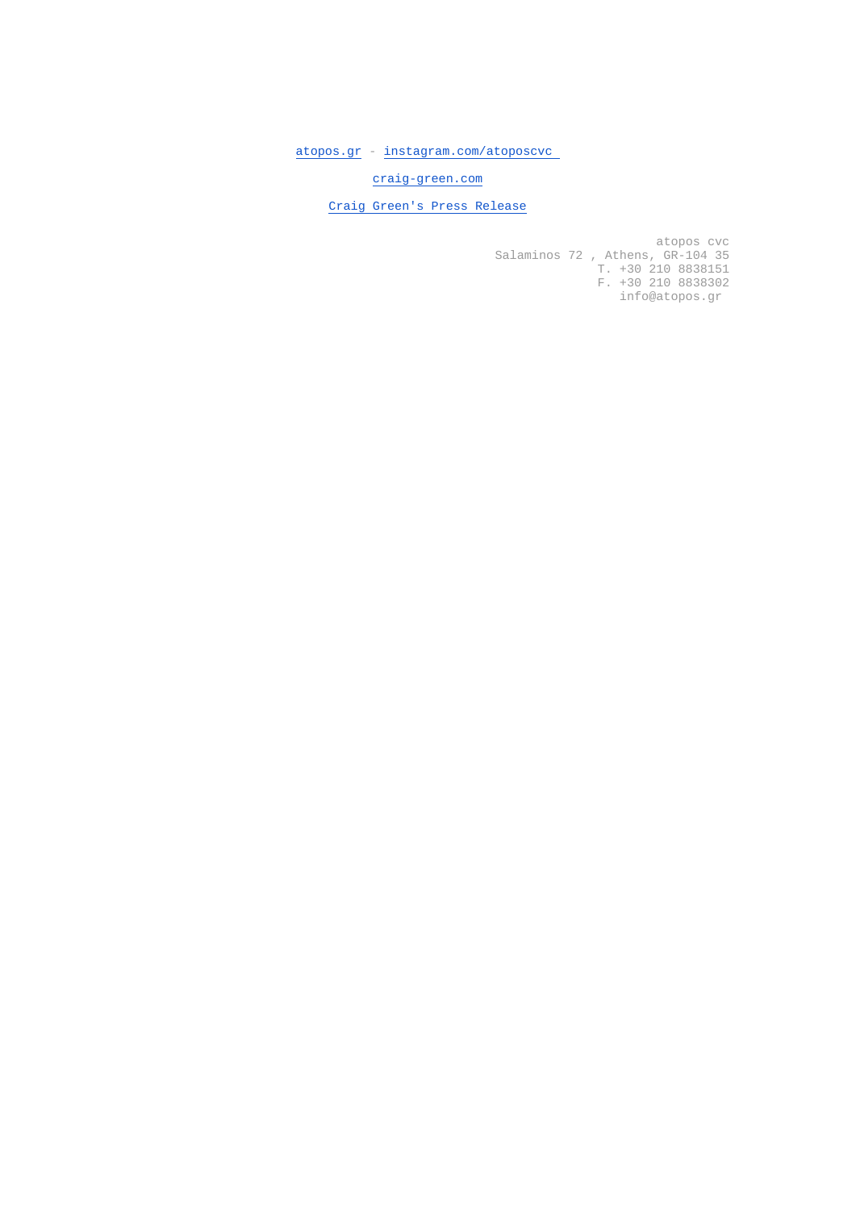atopos.gr - instagram.com/atoposcvc

craig-green.com

Craig Green's Press Release

atopos cvc
Salaminos 72 , Athens, GR-104 35
T. +30 210 8838151
F. +30 210 8838302
info@atopos.gr